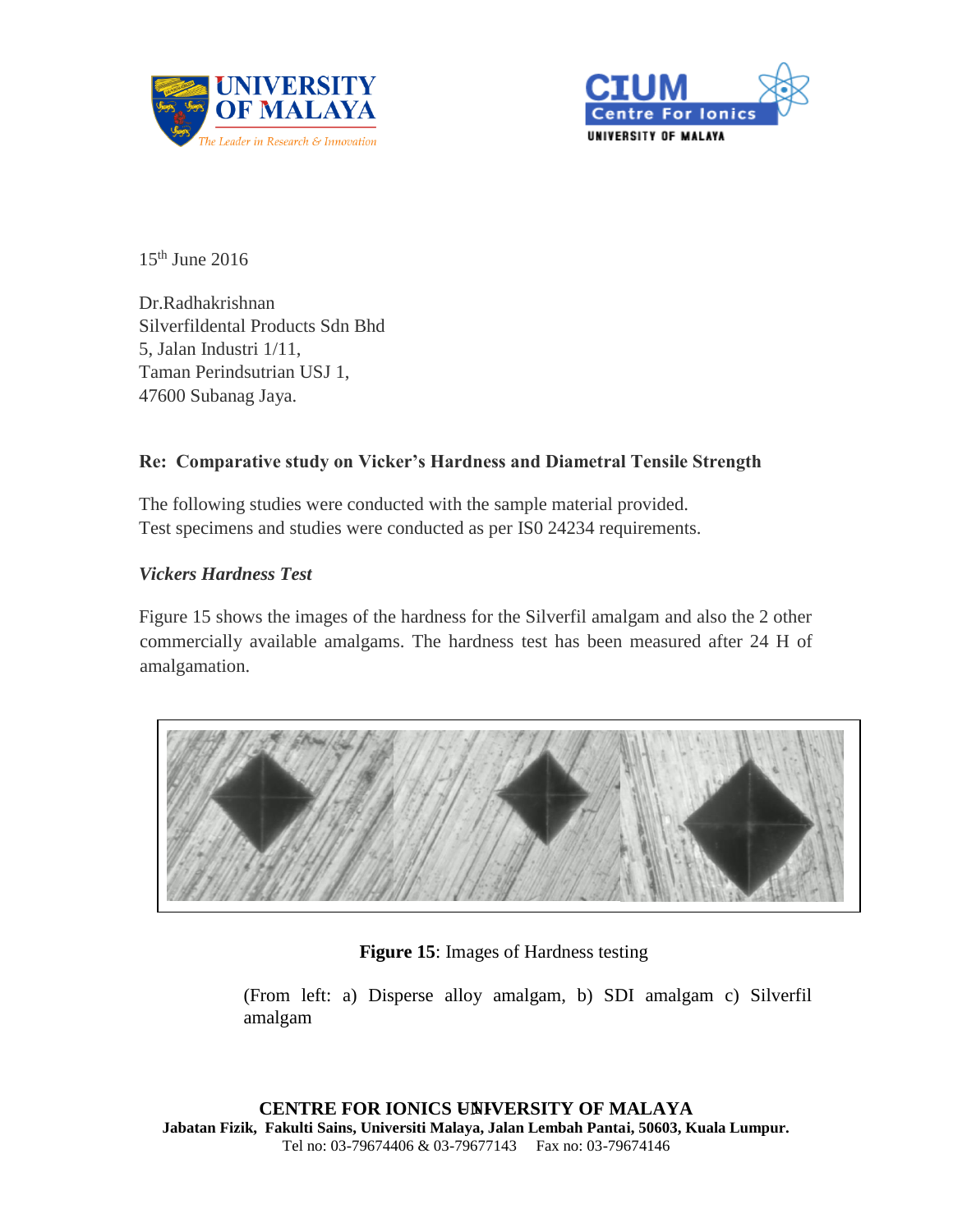15th June 2016

Dr.Radhakrishnan
Silverfildental Products Sdn Bhd
5, Jalan Industri 1/11,
Taman Perindsutrian USJ 1,
47600 Subanag Jaya.

**Re: Comparative study on Vicker's Hardness and Diametral Tensile Strength**

The following studies were conducted with the sample material provided.
Test specimens and studies were conducted as per IS0 24234 requirements.

***Vickers Hardness Test***

Figure 15 shows the images of the hardness for the Silverfil amalgam and also the 2 other commercially available amalgams. The hardness test has been measured after 24 H of amalgamation.

**Figure 15**: Images of Hardness testing

(From left: a) Disperse alloy amalgam, b) SDI amalgam c) Silverfil amalgam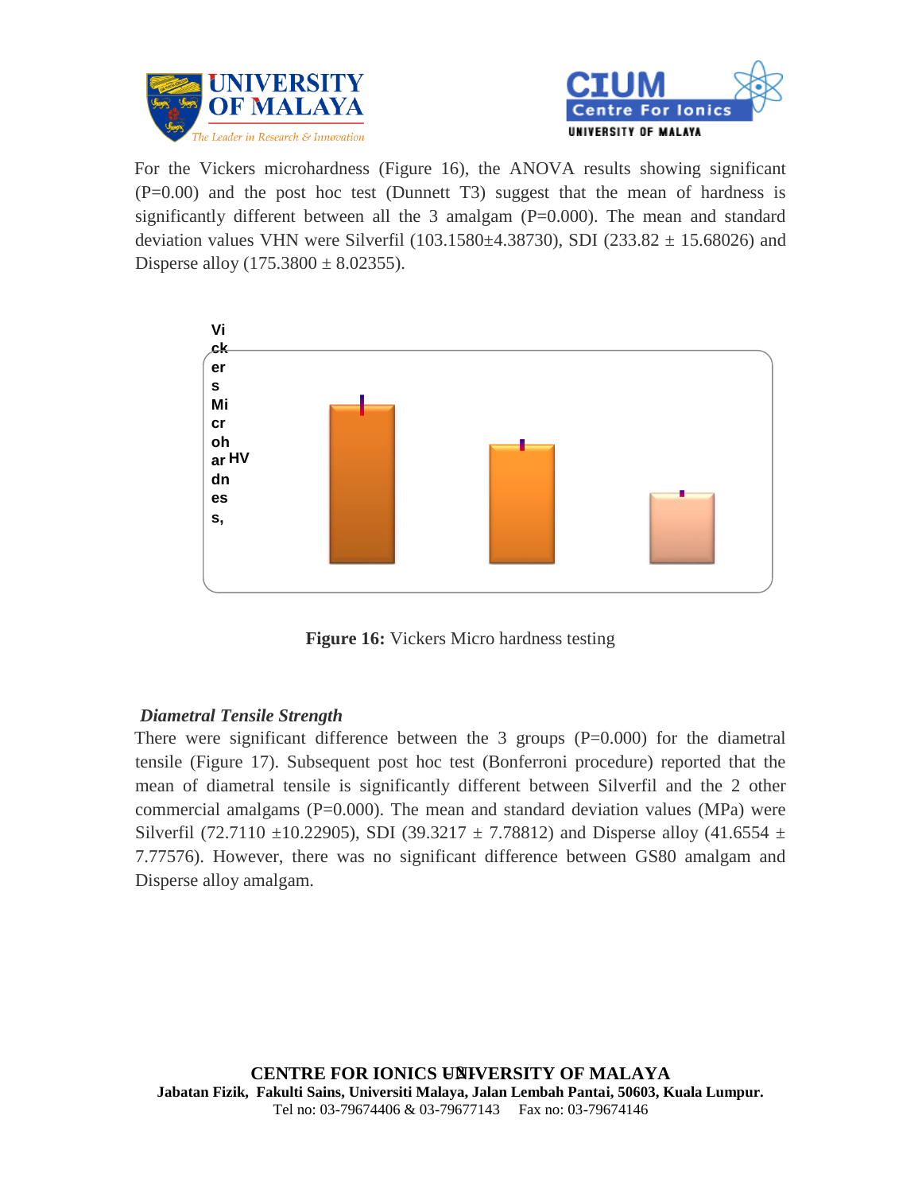For the Vickers microhardness (Figure 16), the ANOVA results showing significant (P=0.00) and the post hoc test (Dunnett T3) suggest that the mean of hardness is significantly different between all the 3 amalgam (P=0.000). The mean and standard deviation values VHN were Silverfil (103.1580±4.38730), SDI (233.82 ± 15.68026) and Disperse alloy (175.3800 ± 8.02355).

Vickers Microhardness, HV

**Figure 16:** Vickers Micro hardness testing

***Diametral Tensile Strength***

There were significant difference between the 3 groups (P=0.000) for the diametral tensile (Figure 17). Subsequent post hoc test (Bonferroni procedure) reported that the mean of diametral tensile is significantly different between Silverfil and the 2 other commercial amalgams (P=0.000). The mean and standard deviation values (MPa) were Silverfil (72.7110 ±10.22905), SDI (39.3217 ± 7.78812) and Disperse alloy (41.6554 ± 7.77576). However, there was no significant difference between GS80 amalgam and Disperse alloy amalgam.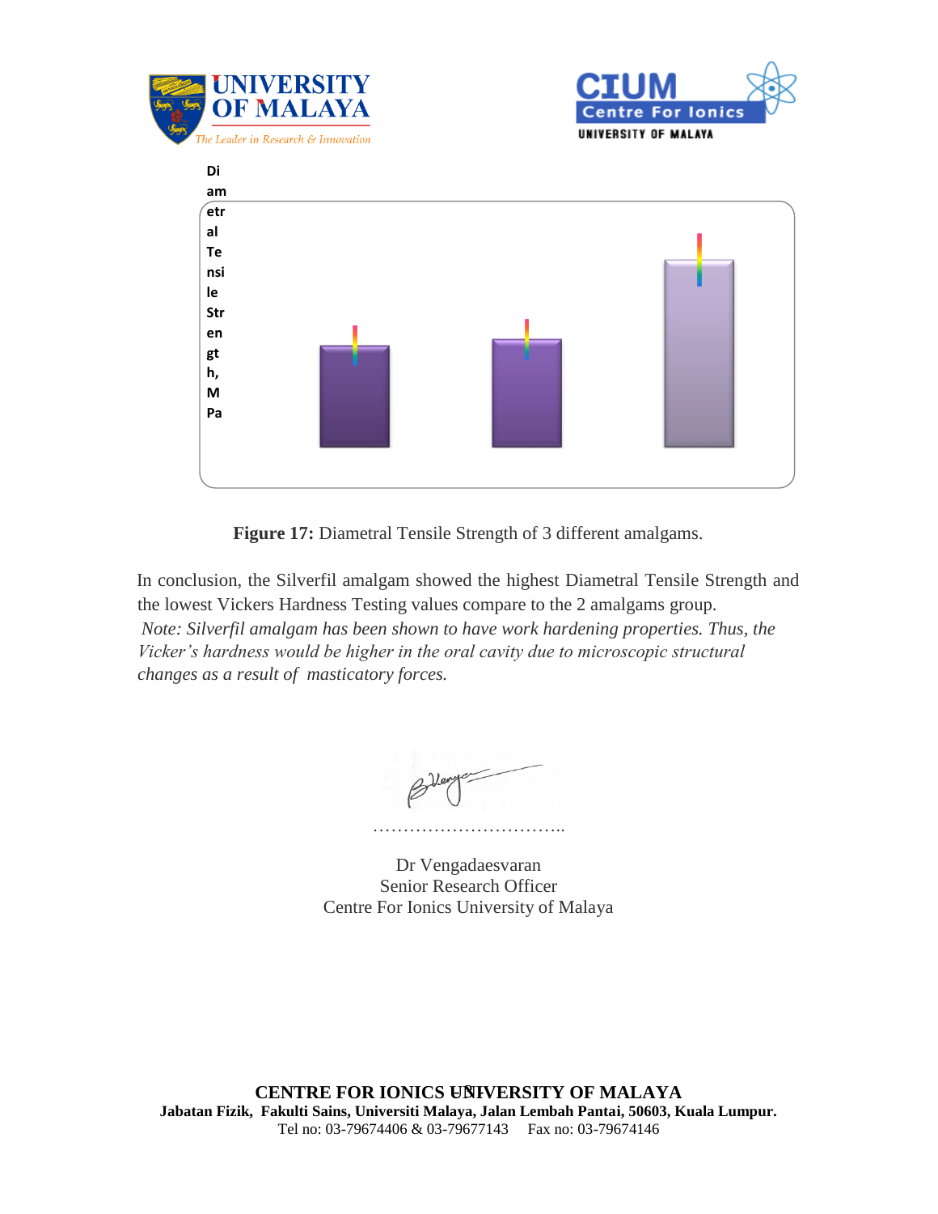Diametral Tensile Strength, MPa

**Figure 17:** Diametral Tensile Strength of 3 different amalgams.

In conclusion, the Silverfil amalgam showed the highest Diametral Tensile Strength and the lowest Vickers Hardness Testing values compare to the 2 amalgams group.
*Note: Silverfil amalgam has been shown to have work hardening properties. Thus, the Vicker's hardness would be higher in the oral cavity due to microscopic structural changes as a result of masticatory forces.*

…………………………..

Dr Vengadaesvaran
Senior Research Officer
Centre For Ionics University of Malaya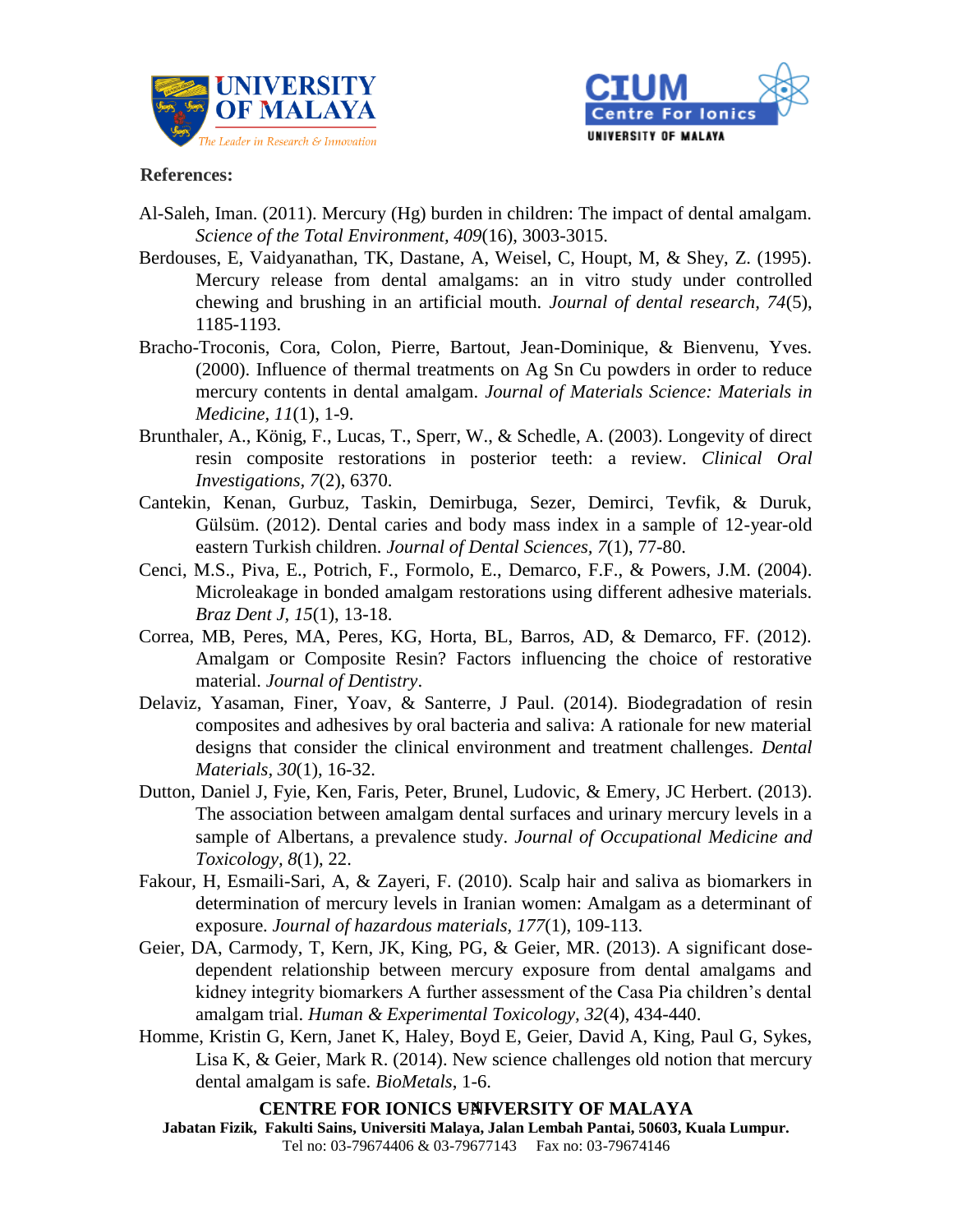**References:**

Al-Saleh, Iman. (2011). Mercury (Hg) burden in children: The impact of dental amalgam. *Science of the Total Environment, 409*(16), 3003-3015.

Berdouses, E, Vaidyanathan, TK, Dastane, A, Weisel, C, Houpt, M, & Shey, Z. (1995). Mercury release from dental amalgams: an in vitro study under controlled chewing and brushing in an artificial mouth. *Journal of dental research, 74*(5), 1185-1193.

Bracho-Troconis, Cora, Colon, Pierre, Bartout, Jean-Dominique, & Bienvenu, Yves. (2000). Influence of thermal treatments on Ag Sn Cu powders in order to reduce mercury contents in dental amalgam. *Journal of Materials Science: Materials in Medicine, 11*(1), 1-9.

Brunthaler, A., König, F., Lucas, T., Sperr, W., & Schedle, A. (2003). Longevity of direct resin composite restorations in posterior teeth: a review. *Clinical Oral Investigations, 7*(2), 6370.

Cantekin, Kenan, Gurbuz, Taskin, Demirbuga, Sezer, Demirci, Tevfik, & Duruk, Gülsüm. (2012). Dental caries and body mass index in a sample of 12-year-old eastern Turkish children. *Journal of Dental Sciences, 7*(1), 77-80.

Cenci, M.S., Piva, E., Potrich, F., Formolo, E., Demarco, F.F., & Powers, J.M. (2004). Microleakage in bonded amalgam restorations using different adhesive materials. *Braz Dent J, 15*(1), 13-18.

Correa, MB, Peres, MA, Peres, KG, Horta, BL, Barros, AD, & Demarco, FF. (2012). Amalgam or Composite Resin? Factors influencing the choice of restorative material. *Journal of Dentistry*.

Delaviz, Yasaman, Finer, Yoav, & Santerre, J Paul. (2014). Biodegradation of resin composites and adhesives by oral bacteria and saliva: A rationale for new material designs that consider the clinical environment and treatment challenges. *Dental Materials, 30*(1), 16-32.

Dutton, Daniel J, Fyie, Ken, Faris, Peter, Brunel, Ludovic, & Emery, JC Herbert. (2013). The association between amalgam dental surfaces and urinary mercury levels in a sample of Albertans, a prevalence study. *Journal of Occupational Medicine and Toxicology, 8*(1), 22.

Fakour, H, Esmaili-Sari, A, & Zayeri, F. (2010). Scalp hair and saliva as biomarkers in determination of mercury levels in Iranian women: Amalgam as a determinant of exposure. *Journal of hazardous materials, 177*(1), 109-113.

Geier, DA, Carmody, T, Kern, JK, King, PG, & Geier, MR. (2013). A significant dose-dependent relationship between mercury exposure from dental amalgams and kidney integrity biomarkers A further assessment of the Casa Pia children's dental amalgam trial. *Human & Experimental Toxicology, 32*(4), 434-440.

Homme, Kristin G, Kern, Janet K, Haley, Boyd E, Geier, David A, King, Paul G, Sykes, Lisa K, & Geier, Mark R. (2014). New science challenges old notion that mercury dental amalgam is safe. *BioMetals*, 1-6.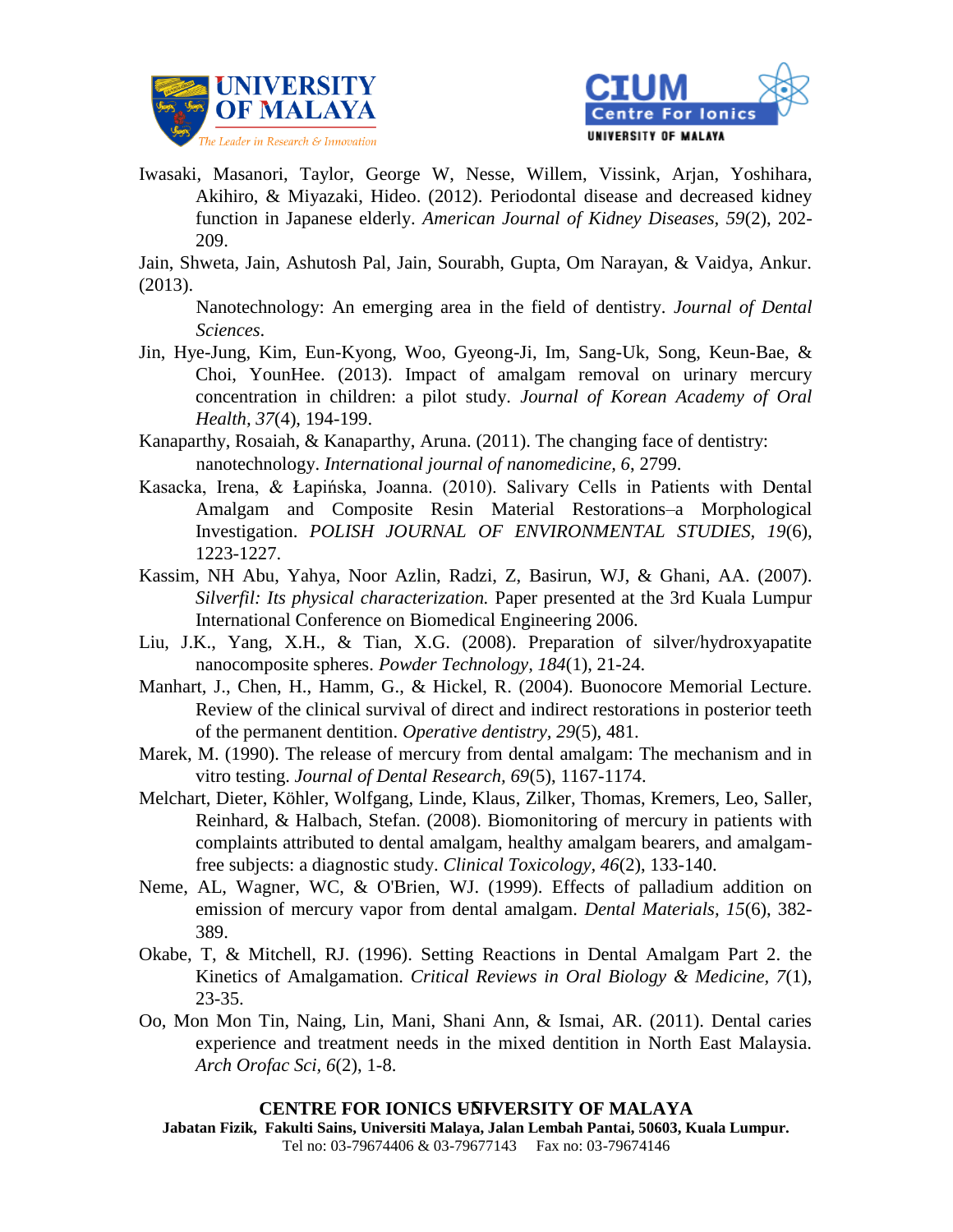Iwasaki, Masanori, Taylor, George W, Nesse, Willem, Vissink, Arjan, Yoshihara, Akihiro, & Miyazaki, Hideo. (2012). Periodontal disease and decreased kidney function in Japanese elderly. *American Journal of Kidney Diseases, 59*(2), 202-209.

Jain, Shweta, Jain, Ashutosh Pal, Jain, Sourabh, Gupta, Om Narayan, & Vaidya, Ankur. (2013).

Nanotechnology: An emerging area in the field of dentistry. *Journal of Dental Sciences*.

Jin, Hye-Jung, Kim, Eun-Kyong, Woo, Gyeong-Ji, Im, Sang-Uk, Song, Keun-Bae, & Choi, YounHee. (2013). Impact of amalgam removal on urinary mercury concentration in children: a pilot study. *Journal of Korean Academy of Oral Health, 37*(4), 194-199.

Kanaparthy, Rosaiah, & Kanaparthy, Aruna. (2011). The changing face of dentistry: nanotechnology. *International journal of nanomedicine, 6*, 2799.

Kasacka, Irena, & Łapińska, Joanna. (2010). Salivary Cells in Patients with Dental Amalgam and Composite Resin Material Restorations–a Morphological Investigation. *POLISH JOURNAL OF ENVIRONMENTAL STUDIES, 19*(6), 1223-1227.

Kassim, NH Abu, Yahya, Noor Azlin, Radzi, Z, Basirun, WJ, & Ghani, AA. (2007). *Silverfil: Its physical characterization.* Paper presented at the 3rd Kuala Lumpur International Conference on Biomedical Engineering 2006.

Liu, J.K., Yang, X.H., & Tian, X.G. (2008). Preparation of silver/hydroxyapatite nanocomposite spheres. *Powder Technology, 184*(1), 21-24.

Manhart, J., Chen, H., Hamm, G., & Hickel, R. (2004). Buonocore Memorial Lecture. Review of the clinical survival of direct and indirect restorations in posterior teeth of the permanent dentition. *Operative dentistry, 29*(5), 481.

Marek, M. (1990). The release of mercury from dental amalgam: The mechanism and in vitro testing. *Journal of Dental Research, 69*(5), 1167-1174.

Melchart, Dieter, Köhler, Wolfgang, Linde, Klaus, Zilker, Thomas, Kremers, Leo, Saller, Reinhard, & Halbach, Stefan. (2008). Biomonitoring of mercury in patients with complaints attributed to dental amalgam, healthy amalgam bearers, and amalgam-free subjects: a diagnostic study. *Clinical Toxicology, 46*(2), 133-140.

Neme, AL, Wagner, WC, & O'Brien, WJ. (1999). Effects of palladium addition on emission of mercury vapor from dental amalgam. *Dental Materials, 15*(6), 382-389.

Okabe, T, & Mitchell, RJ. (1996). Setting Reactions in Dental Amalgam Part 2. the Kinetics of Amalgamation. *Critical Reviews in Oral Biology & Medicine, 7*(1), 23-35.

Oo, Mon Mon Tin, Naing, Lin, Mani, Shani Ann, & Ismai, AR. (2011). Dental caries experience and treatment needs in the mixed dentition in North East Malaysia. *Arch Orofac Sci, 6*(2), 1-8.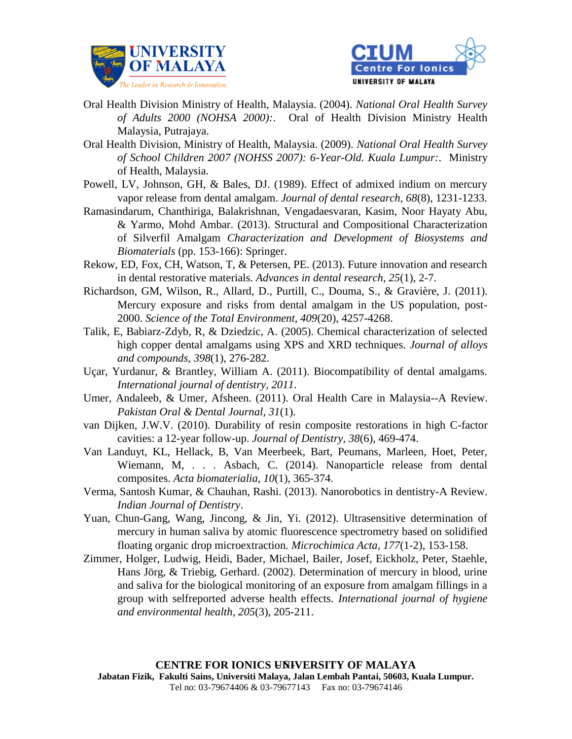Oral Health Division Ministry of Health, Malaysia. (2004). *National Oral Health Survey of Adults 2000 (NOHSA 2000):*. Oral of Health Division Ministry Health Malaysia, Putrajaya.

Oral Health Division, Ministry of Health, Malaysia. (2009). *National Oral Health Survey of School Children 2007 (NOHSS 2007): 6-Year-Old. Kuala Lumpur:*. Ministry of Health, Malaysia.

Powell, LV, Johnson, GH, & Bales, DJ. (1989). Effect of admixed indium on mercury vapor release from dental amalgam. *Journal of dental research, 68*(8), 1231-1233.

Ramasindarum, Chanthiriga, Balakrishnan, Vengadaesvaran, Kasim, Noor Hayaty Abu, & Yarmo, Mohd Ambar. (2013). Structural and Compositional Characterization of Silverfil Amalgam *Characterization and Development of Biosystems and Biomaterials* (pp. 153-166): Springer.

Rekow, ED, Fox, CH, Watson, T, & Petersen, PE. (2013). Future innovation and research in dental restorative materials. *Advances in dental research, 25*(1), 2-7.

Richardson, GM, Wilson, R., Allard, D., Purtill, C., Douma, S., & Gravière, J. (2011). Mercury exposure and risks from dental amalgam in the US population, post-2000. *Science of the Total Environment, 409*(20), 4257-4268.

Talik, E, Babiarz-Zdyb, R, & Dziedzic, A. (2005). Chemical characterization of selected high copper dental amalgams using XPS and XRD techniques. *Journal of alloys and compounds, 398*(1), 276-282.

Uçar, Yurdanur, & Brantley, William A. (2011). Biocompatibility of dental amalgams. *International journal of dentistry, 2011*.

Umer, Andaleeb, & Umer, Afsheen. (2011). Oral Health Care in Malaysia--A Review. *Pakistan Oral & Dental Journal, 31*(1).

van Dijken, J.W.V. (2010). Durability of resin composite restorations in high C-factor cavities: a 12-year follow-up. *Journal of Dentistry, 38*(6), 469-474.

Van Landuyt, KL, Hellack, B, Van Meerbeek, Bart, Peumans, Marleen, Hoet, Peter, Wiemann, M, . . . Asbach, C. (2014). Nanoparticle release from dental composites. *Acta biomaterialia, 10*(1), 365-374.

Verma, Santosh Kumar, & Chauhan, Rashi. (2013). Nanorobotics in dentistry-A Review. *Indian Journal of Dentistry*.

Yuan, Chun-Gang, Wang, Jincong, & Jin, Yi. (2012). Ultrasensitive determination of mercury in human saliva by atomic fluorescence spectrometry based on solidified floating organic drop microextraction. *Microchimica Acta, 177*(1-2), 153-158.

Zimmer, Holger, Ludwig, Heidi, Bader, Michael, Bailer, Josef, Eickholz, Peter, Staehle, Hans Jörg, & Triebig, Gerhard. (2002). Determination of mercury in blood, urine and saliva for the biological monitoring of an exposure from amalgam fillings in a group with selfreported adverse health effects. *International journal of hygiene and environmental health, 205*(3), 205-211.